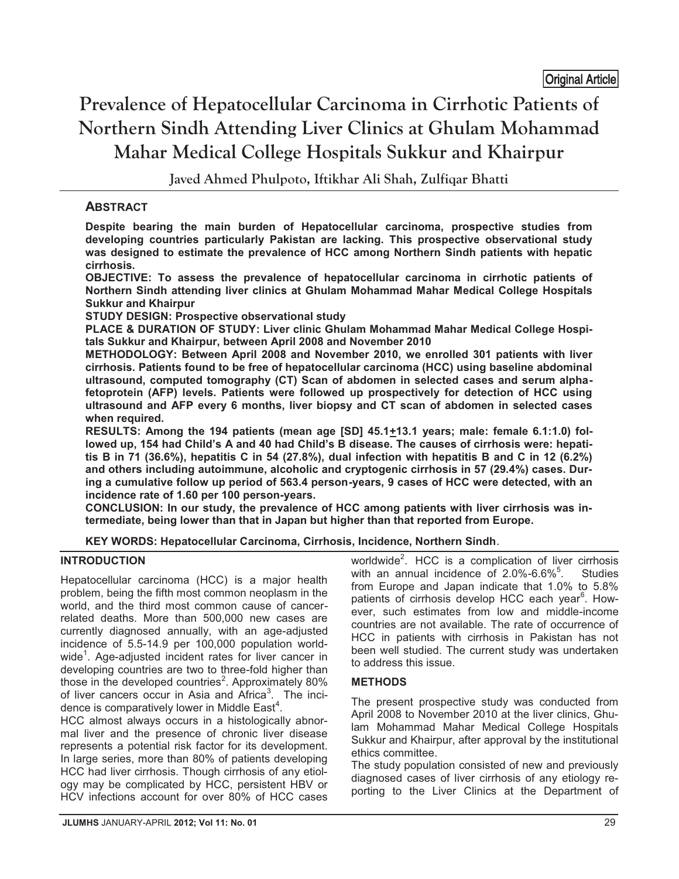Original Article

# Prevalence of Hepatocellular Carcinoma in Cirrhotic Patients of Northern Sindh Attending Liver Clinics at Ghulam Mohammad Mahar Medical College Hospitals Sukkur and Khairpur

Javed Ahmed Phulpoto, Iftikhar Ali Shah, Zulfiqar Bhatti

## ABSTRACT

**Despite bearing the main burden of Hepatocellular carcinoma, prospective studies from developing countries particularly Pakistan are lacking. This prospective observational study was designed to estimate the prevalence of HCC among Northern Sindh patients with hepatic cirrhosis.**

**OBJECTIVE: To assess the prevalence of hepatocellular carcinoma in cirrhotic patients of Northern Sindh attending liver clinics at Ghulam Mohammad Mahar Medical College Hospitals Sukkur and Khairpur**

**STUDY DESIGN: Prospective observational study**

**PLACE & DURATION OF STUDY: Liver clinic Ghulam Mohammad Mahar Medical College Hospitals Sukkur and Khairpur, between April 2008 and November 2010**

**METHODOLOGY: Between April 2008 and November 2010, we enrolled 301 patients with liver cirrhosis. Patients found to be free of hepatocellular carcinoma (HCC) using baseline abdominal ultrasound, computed tomography (CT) Scan of abdomen in selected cases and serum alpha-fetoprotein (AFP) levels. Patients were followed up prospectively for detection of HCC using ultrasound and AFP every 6 months, liver biopsy and CT scan of abdomen in selected cases when required.**

**RESULTS: Among the 194 patients (mean age [SD] 45.1±13.1 years; male: female 6.1:1.0) followed up, 154 had Child's A and 40 had Child's B disease. The causes of cirrhosis were: hepatitis B in 71 (36.6%), hepatitis C in 54 (27.8%), dual infection with hepatitis B and C in 12 (6.2%) and others including autoimmune, alcoholic and cryptogenic cirrhosis in 57 (29.4%) cases. During a cumulative follow up period of 563.4 person-years, 9 cases of HCC were detected, with an incidence rate of 1.60 per 100 person-years.**

**CONCLUSION: In our study, the prevalence of HCC among patients with liver cirrhosis was intermediate, being lower than that in Japan but higher than that reported from Europe.**

**KEY WORDS: Hepatocellular Carcinoma, Cirrhosis, Incidence, Northern Sindh**.

## INTRODUCTION

Hepatocellular carcinoma (HCC) is a major health problem, being the fifth most common neoplasm in the world, and the third most common cause of cancer-related deaths. More than 500,000 new cases are currently diagnosed annually, with an age-adjusted incidence of 5.5-14.9 per 100,000 population worldwide[1]. Age-adjusted incident rates for liver cancer in developing countries are two to three-fold higher than those in the developed countries[2]. Approximately 80% of liver cancers occur in Asia and Africa[3]. The incidence is comparatively lower in Middle East[4].

HCC almost always occurs in a histologically abnormal liver and the presence of chronic liver disease represents a potential risk factor for its development. In large series, more than 80% of patients developing HCC had liver cirrhosis. Though cirrhosis of any etiology may be complicated by HCC, persistent HBV or HCV infections account for over 80% of HCC cases worldwide[2]. HCC is a complication of liver cirrhosis with an annual incidence of 2.0%-6.6%[5]. Studies from Europe and Japan indicate that 1.0% to 5.8% patients of cirrhosis develop HCC each year[6]. However, such estimates from low and middle-income countries are not available. The rate of occurrence of HCC in patients with cirrhosis in Pakistan has not been well studied. The current study was undertaken to address this issue.

## METHODS

The present prospective study was conducted from April 2008 to November 2010 at the liver clinics, Ghulam Mohammad Mahar Medical College Hospitals Sukkur and Khairpur, after approval by the institutional ethics committee.

The study population consisted of new and previously diagnosed cases of liver cirrhosis of any etiology reporting to the Liver Clinics at the Department of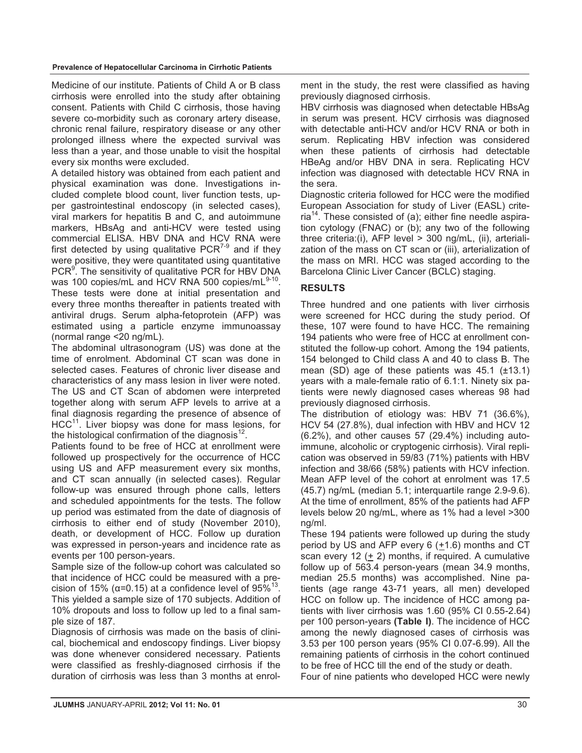Medicine of our institute. Patients of Child A or B class cirrhosis were enrolled into the study after obtaining consent. Patients with Child C cirrhosis, those having severe co-morbidity such as coronary artery disease, chronic renal failure, respiratory disease or any other prolonged illness where the expected survival was less than a year, and those unable to visit the hospital every six months were excluded.

A detailed history was obtained from each patient and physical examination was done. Investigations included complete blood count, liver function tests, upper gastrointestinal endoscopy (in selected cases), viral markers for hepatitis B and C, and autoimmune markers, HBsAg and anti-HCV were tested using commercial ELISA. HBV DNA and HCV RNA were first detected by using qualitative PCR[7-9] and if they were positive, they were quantitated using quantitative PCR[9]. The sensitivity of qualitative PCR for HBV DNA was 100 copies/mL and HCV RNA 500 copies/mL[9-10]. These tests were done at initial presentation and every three months thereafter in patients treated with antiviral drugs. Serum alpha-fetoprotein (AFP) was estimated using a particle enzyme immunoassay (normal range <20 ng/mL).

The abdominal ultrasonogram (US) was done at the time of enrolment. Abdominal CT scan was done in selected cases. Features of chronic liver disease and characteristics of any mass lesion in liver were noted. The US and CT Scan of abdomen were interpreted together along with serum AFP levels to arrive at a final diagnosis regarding the presence of absence of HCC[11]. Liver biopsy was done for mass lesions, for the histological confirmation of the diagnosis[12].

Patients found to be free of HCC at enrollment were followed up prospectively for the occurrence of HCC using US and AFP measurement every six months, and CT scan annually (in selected cases). Regular follow-up was ensured through phone calls, letters and scheduled appointments for the tests. The follow up period was estimated from the date of diagnosis of cirrhosis to either end of study (November 2010), death, or development of HCC. Follow up duration was expressed in person-years and incidence rate as events per 100 person-years.

Sample size of the follow-up cohort was calculated so that incidence of HCC could be measured with a precision of 15% ($\alpha$=0.15) at a confidence level of 95%[13]. This yielded a sample size of 170 subjects. Addition of 10% dropouts and loss to follow up led to a final sample size of 187.

Diagnosis of cirrhosis was made on the basis of clinical, biochemical and endoscopy findings. Liver biopsy was done whenever considered necessary. Patients were classified as freshly-diagnosed cirrhosis if the duration of cirrhosis was less than 3 months at enrolment in the study, the rest were classified as having previously diagnosed cirrhosis.

HBV cirrhosis was diagnosed when detectable HBsAg in serum was present. HCV cirrhosis was diagnosed with detectable anti-HCV and/or HCV RNA or both in serum. Replicating HBV infection was considered when these patients of cirrhosis had detectable HBeAg and/or HBV DNA in sera. Replicating HCV infection was diagnosed with detectable HCV RNA in the sera.

Diagnostic criteria followed for HCC were the modified European Association for study of Liver (EASL) criteria[14]. These consisted of (a); either fine needle aspiration cytology (FNAC) or (b); any two of the following three criteria:(i), AFP level > 300 ng/mL, (ii), arterialization of the mass on CT scan or (iii), arterialization of the mass on MRI. HCC was staged according to the Barcelona Clinic Liver Cancer (BCLC) staging.

## RESULTS

Three hundred and one patients with liver cirrhosis were screened for HCC during the study period. Of these, 107 were found to have HCC. The remaining 194 patients who were free of HCC at enrollment constituted the follow-up cohort. Among the 194 patients, 154 belonged to Child class A and 40 to class B. The mean (SD) age of these patients was 45.1 (±13.1) years with a male-female ratio of 6.1:1. Ninety six patients were newly diagnosed cases whereas 98 had previously diagnosed cirrhosis.

The distribution of etiology was: HBV 71 (36.6%), HCV 54 (27.8%), dual infection with HBV and HCV 12 (6.2%), and other causes 57 (29.4%) including autoimmune, alcoholic or cryptogenic cirrhosis). Viral replication was observed in 59/83 (71%) patients with HBV infection and 38/66 (58%) patients with HCV infection. Mean AFP level of the cohort at enrolment was 17.5 (45.7) ng/mL (median 5.1; interquartile range 2.9-9.6). At the time of enrollment, 85% of the patients had AFP levels below 20 ng/mL, where as 1% had a level >300 ng/ml.

These 194 patients were followed up during the study period by US and AFP every 6 (±1.6) months and CT scan every 12 (± 2) months, if required. A cumulative follow up of 563.4 person-years (mean 34.9 months, median 25.5 months) was accomplished. Nine patients (age range 43-71 years, all men) developed HCC on follow up. The incidence of HCC among patients with liver cirrhosis was 1.60 (95% CI 0.55-2.64) per 100 person-years **(Table I)**. The incidence of HCC among the newly diagnosed cases of cirrhosis was 3.53 per 100 person years (95% CI 0.07-6.99). All the remaining patients of cirrhosis in the cohort continued to be free of HCC till the end of the study or death.

Four of nine patients who developed HCC were newly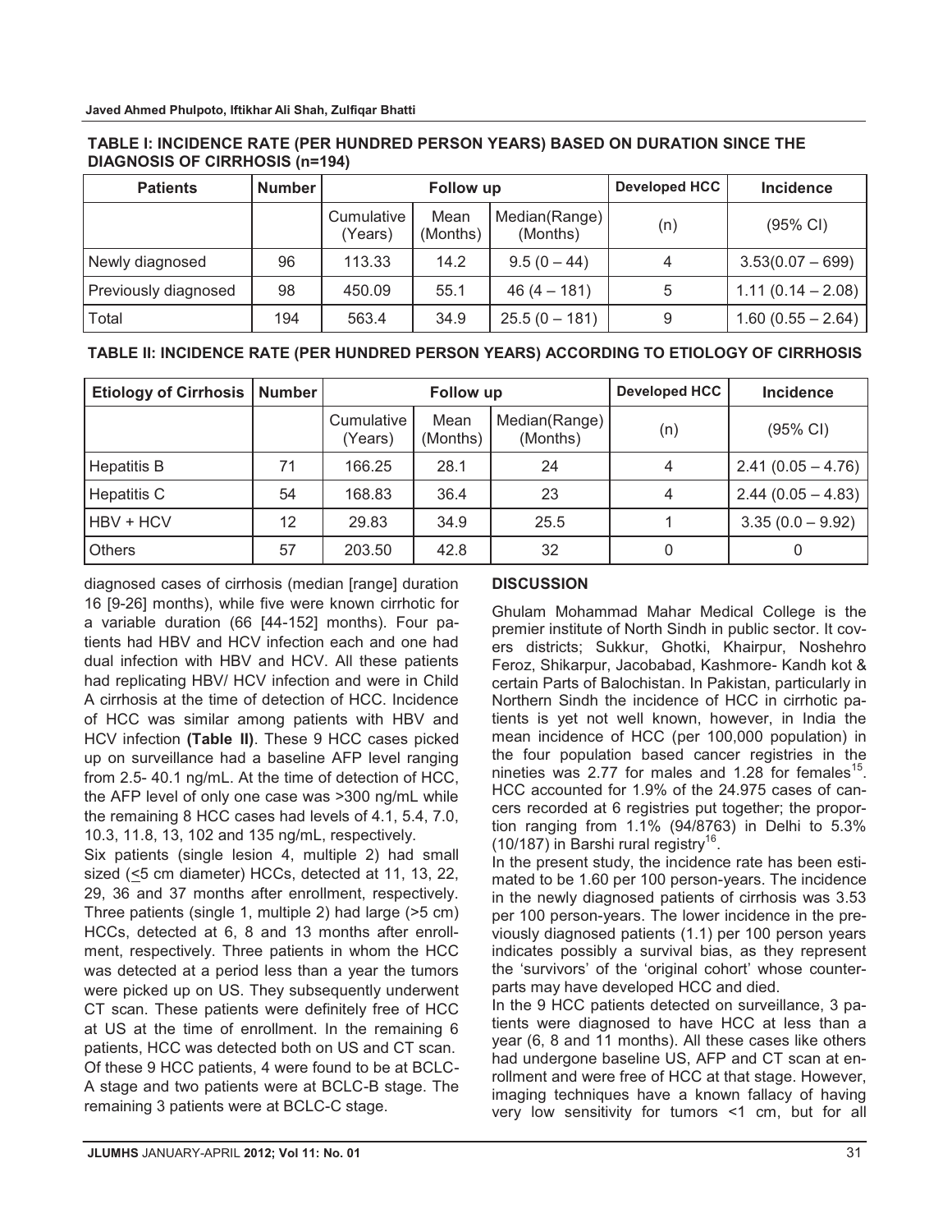**TABLE I: INCIDENCE RATE (PER HUNDRED PERSON YEARS) BASED ON DURATION SINCE THE DIAGNOSIS OF CIRRHOSIS (n=194)**

| Patients | Number | Follow up | | | Developed HCC | Incidence |
|---|---|---|---|---|---|---|
| | | Cumulative (Years) | Mean (Months) | Median(Range) (Months) | (n) | (95% CI) |
| Newly diagnosed | 96 | 113.33 | 14.2 | 9.5 (0 – 44) | 4 | 3.53(0.07 – 699) |
| Previously diagnosed | 98 | 450.09 | 55.1 | 46 (4 – 181) | 5 | 1.11 (0.14 – 2.08) |
| Total | 194 | 563.4 | 34.9 | 25.5 (0 – 181) | 9 | 1.60 (0.55 – 2.64) |

**TABLE II: INCIDENCE RATE (PER HUNDRED PERSON YEARS) ACCORDING TO ETIOLOGY OF CIRRHOSIS**

| Etiology of Cirrhosis | Number | Follow up | | | Developed HCC | Incidence |
|---|---|---|---|---|---|---|
| | | Cumulative (Years) | Mean (Months) | Median(Range) (Months) | (n) | (95% CI) |
| Hepatitis B | 71 | 166.25 | 28.1 | 24 | 4 | 2.41 (0.05 – 4.76) |
| Hepatitis C | 54 | 168.83 | 36.4 | 23 | 4 | 2.44 (0.05 – 4.83) |
| HBV + HCV | 12 | 29.83 | 34.9 | 25.5 | 1 | 3.35 (0.0 – 9.92) |
| Others | 57 | 203.50 | 42.8 | 32 | 0 | 0 |

diagnosed cases of cirrhosis (median [range] duration 16 [9-26] months), while five were known cirrhotic for a variable duration (66 [44-152] months). Four patients had HBV and HCV infection each and one had dual infection with HBV and HCV. All these patients had replicating HBV/ HCV infection and were in Child A cirrhosis at the time of detection of HCC. Incidence of HCC was similar among patients with HBV and HCV infection **(Table II)**. These 9 HCC cases picked up on surveillance had a baseline AFP level ranging from 2.5- 40.1 ng/mL. At the time of detection of HCC, the AFP level of only one case was >300 ng/mL while the remaining 8 HCC cases had levels of 4.1, 5.4, 7.0, 10.3, 11.8, 13, 102 and 135 ng/mL, respectively.

Six patients (single lesion 4, multiple 2) had small sized (≤5 cm diameter) HCCs, detected at 11, 13, 22, 29, 36 and 37 months after enrollment, respectively. Three patients (single 1, multiple 2) had large (>5 cm) HCCs, detected at 6, 8 and 13 months after enrollment, respectively. Three patients in whom the HCC was detected at a period less than a year the tumors were picked up on US. They subsequently underwent CT scan. These patients were definitely free of HCC at US at the time of enrollment. In the remaining 6 patients, HCC was detected both on US and CT scan. Of these 9 HCC patients, 4 were found to be at BCLC-A stage and two patients were at BCLC-B stage. The remaining 3 patients were at BCLC-C stage.

## DISCUSSION

Ghulam Mohammad Mahar Medical College is the premier institute of North Sindh in public sector. It covers districts; Sukkur, Ghotki, Khairpur, Noshehro Feroz, Shikarpur, Jacobabad, Kashmore- Kandh kot & certain Parts of Balochistan. In Pakistan, particularly in Northern Sindh the incidence of HCC in cirrhotic patients is yet not well known, however, in India the mean incidence of HCC (per 100,000 population) in the four population based cancer registries in the nineties was 2.77 for males and 1.28 for females[15]. HCC accounted for 1.9% of the 24.975 cases of cancers recorded at 6 registries put together; the proportion ranging from 1.1% (94/8763) in Delhi to 5.3% (10/187) in Barshi rural registry[16].

In the present study, the incidence rate has been estimated to be 1.60 per 100 person-years. The incidence in the newly diagnosed patients of cirrhosis was 3.53 per 100 person-years. The lower incidence in the previously diagnosed patients (1.1) per 100 person years indicates possibly a survival bias, as they represent the 'survivors' of the 'original cohort' whose counterparts may have developed HCC and died.

In the 9 HCC patients detected on surveillance, 3 patients were diagnosed to have HCC at less than a year (6, 8 and 11 months). All these cases like others had undergone baseline US, AFP and CT scan at enrollment and were free of HCC at that stage. However, imaging techniques have a known fallacy of having very low sensitivity for tumors <1 cm, but for all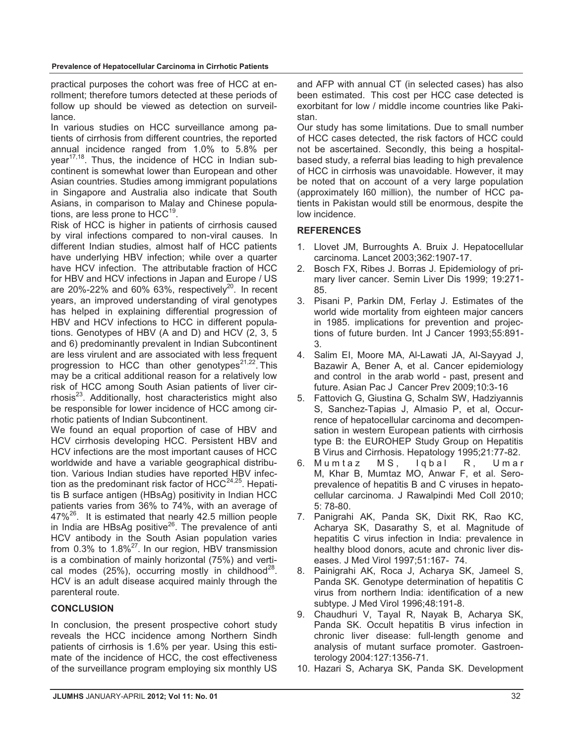practical purposes the cohort was free of HCC at enrollment; therefore tumors detected at these periods of follow up should be viewed as detection on surveillance.

In various studies on HCC surveillance among patients of cirrhosis from different countries, the reported annual incidence ranged from 1.0% to 5.8% per year[17,18]. Thus, the incidence of HCC in Indian subcontinent is somewhat lower than European and other Asian countries. Studies among immigrant populations in Singapore and Australia also indicate that South Asians, in comparison to Malay and Chinese populations, are less prone to HCC[19].

Risk of HCC is higher in patients of cirrhosis caused by viral infections compared to non-viral causes. In different Indian studies, almost half of HCC patients have underlying HBV infection; while over a quarter have HCV infection. The attributable fraction of HCC for HBV and HCV infections in Japan and Europe / US are 20%-22% and 60% 63%, respectively[20]. In recent years, an improved understanding of viral genotypes has helped in explaining differential progression of HBV and HCV infections to HCC in different populations. Genotypes of HBV (A and D) and HCV (2, 3, 5 and 6) predominantly prevalent in Indian Subcontinent are less virulent and are associated with less frequent progression to HCC than other genotypes[21,22]. This may be a critical additional reason for a relatively low risk of HCC among South Asian patients of liver cirrhosis[23]. Additionally, host characteristics might also be responsible for lower incidence of HCC among cirrhotic patients of Indian Subcontinent.

We found an equal proportion of case of HBV and HCV cirrhosis developing HCC. Persistent HBV and HCV infections are the most important causes of HCC worldwide and have a variable geographical distribution. Various Indian studies have reported HBV infection as the predominant risk factor of HCC[24,25]. Hepatitis B surface antigen (HBsAg) positivity in Indian HCC patients varies from 36% to 74%, with an average of 47%[26]. It is estimated that nearly 42.5 million people in India are HBsAg positive[26]. The prevalence of anti HCV antibody in the South Asian population varies from 0.3% to 1.8%[27]. In our region, HBV transmission is a combination of mainly horizontal (75%) and vertical modes (25%), occurring mostly in childhood[28]. HCV is an adult disease acquired mainly through the parenteral route.

## CONCLUSION

In conclusion, the present prospective cohort study reveals the HCC incidence among Northern Sindh patients of cirrhosis is 1.6% per year. Using this estimate of the incidence of HCC, the cost effectiveness of the surveillance program employing six monthly US and AFP with annual CT (in selected cases) has also been estimated. This cost per HCC case detected is exorbitant for low / middle income countries like Pakistan.

Our study has some limitations. Due to small number of HCC cases detected, the risk factors of HCC could not be ascertained. Secondly, this being a hospital-based study, a referral bias leading to high prevalence of HCC in cirrhosis was unavoidable. However, it may be noted that on account of a very large population (approximately I60 million), the number of HCC patients in Pakistan would still be enormous, despite the low incidence.

## REFERENCES

1. Llovet JM, Burroughts A. Bruix J. Hepatocellular carcinoma. Lancet 2003;362:1907-17.
2. Bosch FX, Ribes J. Borras J. Epidemiology of primary liver cancer. Semin Liver Dis 1999; 19:271-85.
3. Pisani P, Parkin DM, Ferlay J. Estimates of the world wide mortality from eighteen major cancers in 1985. implications for prevention and projections of future burden. Int J Cancer 1993;55:891-3.
4. Salim EI, Moore MA, Al-Lawati JA, Al-Sayyad J, Bazawir A, Bener A, et al. Cancer epidemiology and control in the arab world - past, present and future. Asian Pac J Cancer Prev 2009;10:3-16
5. Fattovich G, Giustina G, Schalm SW, Hadziyannis S, Sanchez-Tapias J, Almasio P, et al, Occurrence of hepatocellular carcinoma and decompensation in western European patients with cirrhosis type B: the EUROHEP Study Group on Hepatitis B Virus and Cirrhosis. Hepatology 1995;21:77-82.
6. Mumtaz MS, Iqbal R, Umar M, Khar B, Mumtaz MO, Anwar F, et al. Seroprevalence of hepatitis B and C viruses in hepatocellular carcinoma. J Rawalpindi Med Coll 2010; 5: 78-80.
7. Panigrahi AK, Panda SK, Dixit RK, Rao KC, Acharya SK, Dasarathy S, et al. Magnitude of hepatitis C virus infection in India: prevalence in healthy blood donors, acute and chronic liver diseases. J Med Virol 1997;51:167- 74.
8. Painigrahi AK, Roca J, Acharya SK, Jameel S, Panda SK. Genotype determination of hepatitis C virus from northern India: identification of a new subtype. J Med Virol 1996;48:191-8.
9. Chaudhuri V, Tayal R, Nayak B, Acharya SK, Panda SK. Occult hepatitis B virus infection in chronic liver disease: full-length genome and analysis of mutant surface promoter. Gastroenterology 2004:127:1356-71.
10. Hazari S, Acharya SK, Panda SK. Development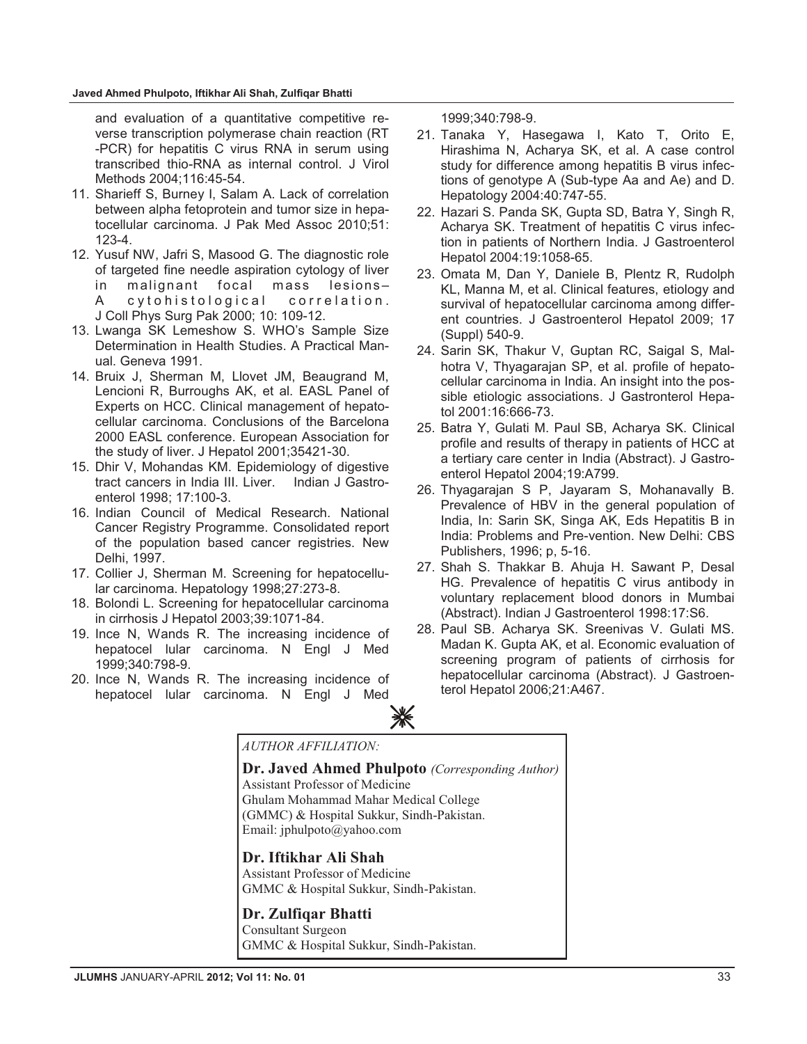and evaluation of a quantitative competitive reverse transcription polymerase chain reaction (RT-PCR) for hepatitis C virus RNA in serum using transcribed thio-RNA as internal control. J Virol Methods 2004;116:45-54.

11. Sharieff S, Burney I, Salam A. Lack of correlation between alpha fetoprotein and tumor size in hepatocellular carcinoma. J Pak Med Assoc 2010;51: 123-4.
12. Yusuf NW, Jafri S, Masood G. The diagnostic role of targeted fine needle aspiration cytology of liver in malignant focal mass lesions– A cytohistological correlation. J Coll Phys Surg Pak 2000; 10: 109-12.
13. Lwanga SK Lemeshow S. WHO's Sample Size Determination in Health Studies. A Practical Manual. Geneva 1991.
14. Bruix J, Sherman M, Llovet JM, Beaugrand M, Lencioni R, Burroughs AK, et al. EASL Panel of Experts on HCC. Clinical management of hepatocellular carcinoma. Conclusions of the Barcelona 2000 EASL conference. European Association for the study of liver. J Hepatol 2001;35421-30.
15. Dhir V, Mohandas KM. Epidemiology of digestive tract cancers in India III. Liver. Indian J Gastroenterol 1998; 17:100-3.
16. Indian Council of Medical Research. National Cancer Registry Programme. Consolidated report of the population based cancer registries. New Delhi, 1997.
17. Collier J, Sherman M. Screening for hepatocellular carcinoma. Hepatology 1998;27:273-8.
18. Bolondi L. Screening for hepatocellular carcinoma in cirrhosis J Hepatol 2003;39:1071-84.
19. Ince N, Wands R. The increasing incidence of hepatocel lular carcinoma. N Engl J Med 1999;340:798-9.
20. Ince N, Wands R. The increasing incidence of hepatocel lular carcinoma. N Engl J Med 1999;340:798-9.
21. Tanaka Y, Hasegawa I, Kato T, Orito E, Hirashima N, Acharya SK, et al. A case control study for difference among hepatitis B virus infections of genotype A (Sub-type Aa and Ae) and D. Hepatology 2004:40:747-55.
22. Hazari S. Panda SK, Gupta SD, Batra Y, Singh R, Acharya SK. Treatment of hepatitis C virus infection in patients of Northern India. J Gastroenterol Hepatol 2004:19:1058-65.
23. Omata M, Dan Y, Daniele B, Plentz R, Rudolph KL, Manna M, et al. Clinical features, etiology and survival of hepatocellular carcinoma among different countries. J Gastroenterol Hepatol 2009; 17 (Suppl) 540-9.
24. Sarin SK, Thakur V, Guptan RC, Saigal S, Malhotra V, Thyagarajan SP, et al. profile of hepatocellular carcinoma in India. An insight into the possible etiologic associations. J Gastronterol Hepatol 2001:16:666-73.
25. Batra Y, Gulati M. Paul SB, Acharya SK. Clinical profile and results of therapy in patients of HCC at a tertiary care center in India (Abstract). J Gastroenterol Hepatol 2004;19:A799.
26. Thyagarajan S P, Jayaram S, Mohanavally B. Prevalence of HBV in the general population of India, In: Sarin SK, Singa AK, Eds Hepatitis B in India: Problems and Pre-vention. New Delhi: CBS Publishers, 1996; p, 5-16.
27. Shah S. Thakkar B. Ahuja H. Sawant P, Desal HG. Prevalence of hepatitis C virus antibody in voluntary replacement blood donors in Mumbai (Abstract). Indian J Gastroenterol 1998:17:S6.
28. Paul SB. Acharya SK. Sreenivas V. Gulati MS. Madan K. Gupta AK, et al. Economic evaluation of screening program of patients of cirrhosis for hepatocellular carcinoma (Abstract). J Gastroenterol Hepatol 2006;21:A467.

*AUTHOR AFFILIATION:*

**Dr. Javed Ahmed Phulpoto** *(Corresponding Author)*
Assistant Professor of Medicine
Ghulam Mohammad Mahar Medical College
(GMMC) & Hospital Sukkur, Sindh-Pakistan.
Email: jphulpoto@yahoo.com

**Dr. Iftikhar Ali Shah**
Assistant Professor of Medicine
GMMC & Hospital Sukkur, Sindh-Pakistan.

**Dr. Zulfiqar Bhatti**
Consultant Surgeon
GMMC & Hospital Sukkur, Sindh-Pakistan.